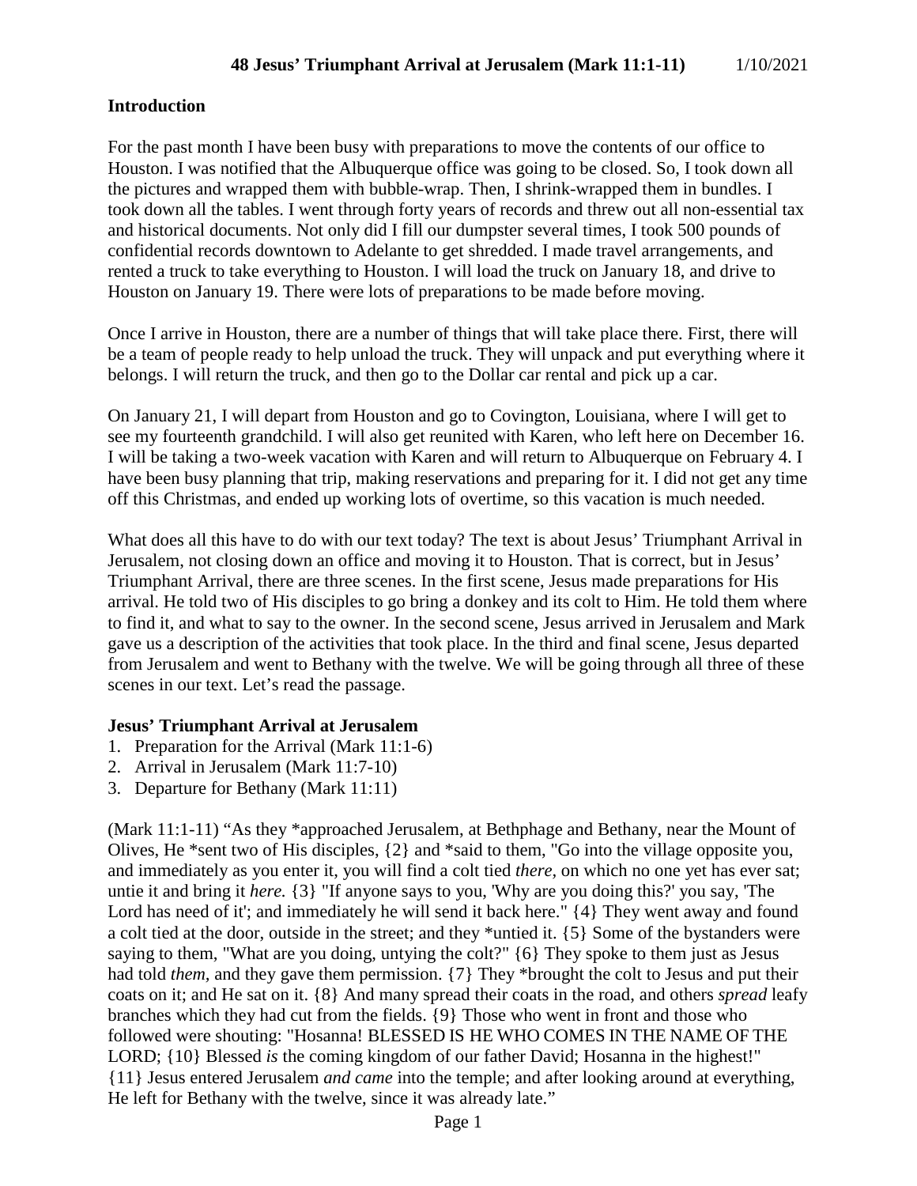# 48 Jesus' Triumphant Arrival at Jerusalem (Mark 11:1-11) 1/10/2021

## Introduction

For the past month I have been busy with preparations to move the contents of our office to Houston. I was notified that the Albuquerque office was going to be closed. So, I took down all the pictures and wrapped them with bubble-wrap. Then, I shrink-wrapped them in bundles. I took down all the tables. I went through forty years of records and threw out all non-essential tax and historical documents. Not only did I fill our dumpster several times, I took 500 pounds of confidential records downtown to Adelante to get shredded. I made travel arrangements, and rented a truck to take everything to Houston. I will load the truck on January 18, and drive to Houston on January 19. There were lots of preparations to be made before moving.

Once I arrive in Houston, there are a number of things that will take place there. First, there will be a team of people ready to help unload the truck. They will unpack and put everything where it belongs. I will return the truck, and then go to the Dollar car rental and pick up a car.

On January 21, I will depart from Houston and go to Covington, Louisiana, where I will get to see my fourteenth grandchild. I will also get reunited with Karen, who left here on December 16. I will be taking a two-week vacation with Karen and will return to Albuquerque on February 4. I have been busy planning that trip, making reservations and preparing for it. I did not get any time off this Christmas, and ended up working lots of overtime, so this vacation is much needed.

What does all this have to do with our text today? The text is about Jesus' Triumphant Arrival in Jerusalem, not closing down an office and moving it to Houston. That is correct, but in Jesus' Triumphant Arrival, there are three scenes. In the first scene, Jesus made preparations for His arrival. He told two of His disciples to go bring a donkey and its colt to Him. He told them where to find it, and what to say to the owner. In the second scene, Jesus arrived in Jerusalem and Mark gave us a description of the activities that took place. In the third and final scene, Jesus departed from Jerusalem and went to Bethany with the twelve. We will be going through all three of these scenes in our text. Let's read the passage.

## Jesus' Triumphant Arrival at Jerusalem

1. Preparation for the Arrival (Mark 11:1-6)
2. Arrival in Jerusalem (Mark 11:7-10)
3. Departure for Bethany (Mark 11:11)

(Mark 11:1-11) "As they *approached Jerusalem, at Bethphage and Bethany, near the Mount of Olives, He *sent two of His disciples, {2} and *said to them, "Go into the village opposite you, and immediately as you enter it, you will find a colt tied *there,* on which no one yet has ever sat; untie it and bring it *here.* {3} "If anyone says to you, 'Why are you doing this?' you say, 'The Lord has need of it'; and immediately he will send it back here." {4} They went away and found a colt tied at the door, outside in the street; and they *untied it. {5} Some of the bystanders were saying to them, "What are you doing, untying the colt?" {6} They spoke to them just as Jesus had told *them*, and they gave them permission. {7} They *brought the colt to Jesus and put their coats on it; and He sat on it. {8} And many spread their coats in the road, and others *spread* leafy branches which they had cut from the fields. {9} Those who went in front and those who followed were shouting: "Hosanna! BLESSED IS HE WHO COMES IN THE NAME OF THE LORD; {10} Blessed *is* the coming kingdom of our father David; Hosanna in the highest!" {11} Jesus entered Jerusalem *and came* into the temple; and after looking around at everything, He left for Bethany with the twelve, since it was already late."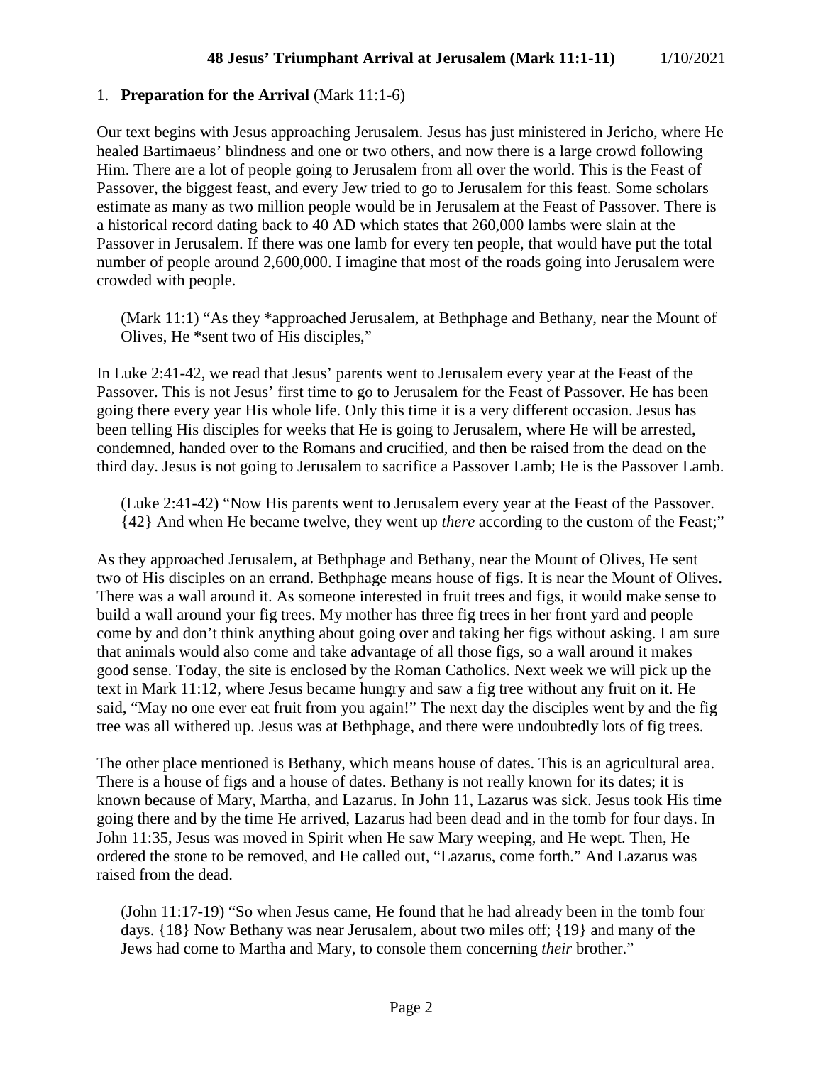1. **Preparation for the Arrival** (Mark 11:1-6)

Our text begins with Jesus approaching Jerusalem. Jesus has just ministered in Jericho, where He healed Bartimaeus' blindness and one or two others, and now there is a large crowd following Him. There are a lot of people going to Jerusalem from all over the world. This is the Feast of Passover, the biggest feast, and every Jew tried to go to Jerusalem for this feast. Some scholars estimate as many as two million people would be in Jerusalem at the Feast of Passover. There is a historical record dating back to 40 AD which states that 260,000 lambs were slain at the Passover in Jerusalem. If there was one lamb for every ten people, that would have put the total number of people around 2,600,000. I imagine that most of the roads going into Jerusalem were crowded with people.

> (Mark 11:1) "As they *approached Jerusalem, at Bethphage and Bethany, near the Mount of Olives, He *sent two of His disciples,"

In Luke 2:41-42, we read that Jesus' parents went to Jerusalem every year at the Feast of the Passover. This is not Jesus' first time to go to Jerusalem for the Feast of Passover. He has been going there every year His whole life. Only this time it is a very different occasion. Jesus has been telling His disciples for weeks that He is going to Jerusalem, where He will be arrested, condemned, handed over to the Romans and crucified, and then be raised from the dead on the third day. Jesus is not going to Jerusalem to sacrifice a Passover Lamb; He is the Passover Lamb.

> (Luke 2:41-42) "Now His parents went to Jerusalem every year at the Feast of the Passover. {42} And when He became twelve, they went up *there* according to the custom of the Feast;"

As they approached Jerusalem, at Bethphage and Bethany, near the Mount of Olives, He sent two of His disciples on an errand. Bethphage means house of figs. It is near the Mount of Olives. There was a wall around it. As someone interested in fruit trees and figs, it would make sense to build a wall around your fig trees. My mother has three fig trees in her front yard and people come by and don't think anything about going over and taking her figs without asking. I am sure that animals would also come and take advantage of all those figs, so a wall around it makes good sense. Today, the site is enclosed by the Roman Catholics. Next week we will pick up the text in Mark 11:12, where Jesus became hungry and saw a fig tree without any fruit on it. He said, "May no one ever eat fruit from you again!" The next day the disciples went by and the fig tree was all withered up. Jesus was at Bethphage, and there were undoubtedly lots of fig trees.

The other place mentioned is Bethany, which means house of dates. This is an agricultural area. There is a house of figs and a house of dates. Bethany is not really known for its dates; it is known because of Mary, Martha, and Lazarus. In John 11, Lazarus was sick. Jesus took His time going there and by the time He arrived, Lazarus had been dead and in the tomb for four days. In John 11:35, Jesus was moved in Spirit when He saw Mary weeping, and He wept. Then, He ordered the stone to be removed, and He called out, "Lazarus, come forth." And Lazarus was raised from the dead.

> (John 11:17-19) "So when Jesus came, He found that he had already been in the tomb four days. {18} Now Bethany was near Jerusalem, about two miles off; {19} and many of the Jews had come to Martha and Mary, to console them concerning *their* brother."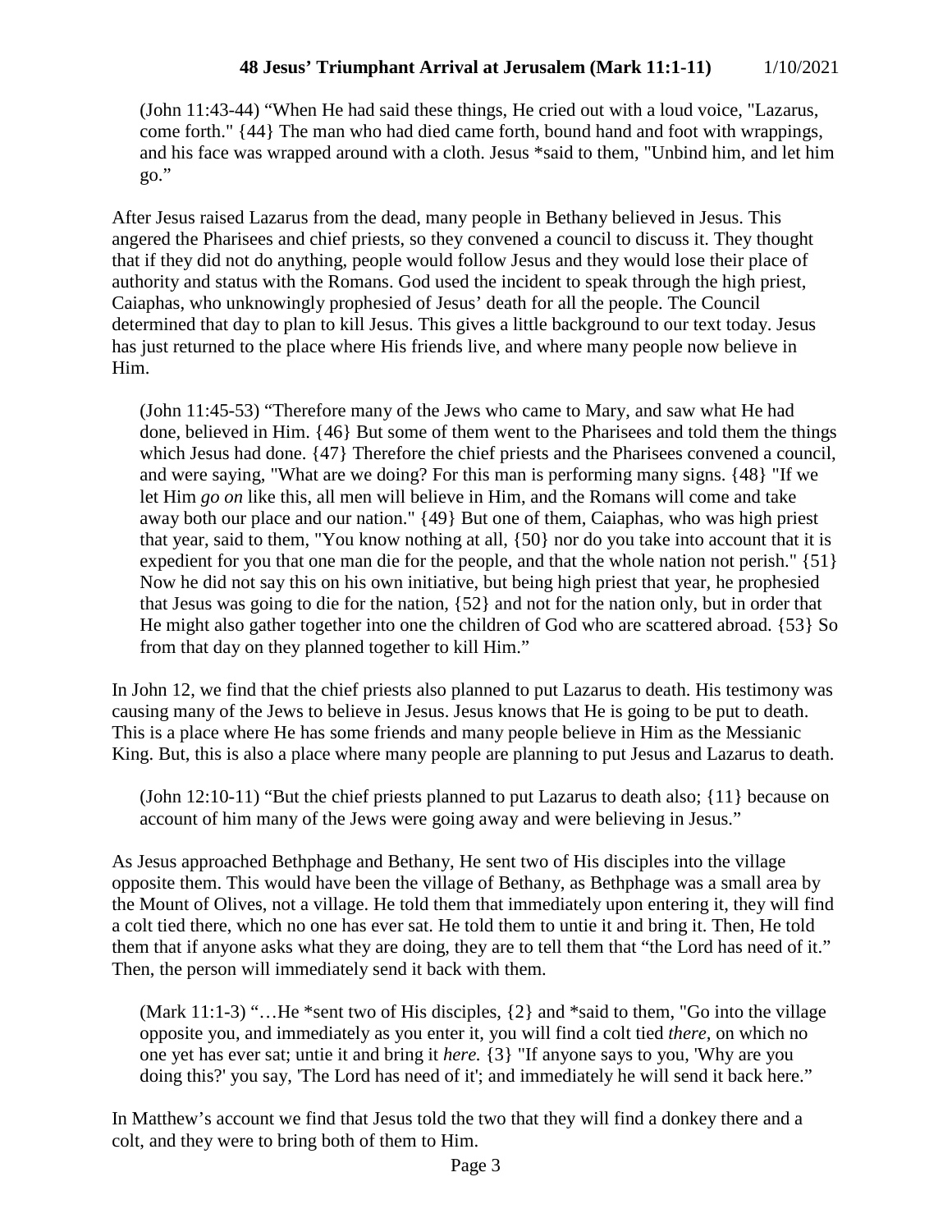(John 11:43-44) “When He had said these things, He cried out with a loud voice, "Lazarus, come forth." {44} The man who had died came forth, bound hand and foot with wrappings, and his face was wrapped around with a cloth. Jesus *said to them, "Unbind him, and let him go.”

After Jesus raised Lazarus from the dead, many people in Bethany believed in Jesus. This angered the Pharisees and chief priests, so they convened a council to discuss it. They thought that if they did not do anything, people would follow Jesus and they would lose their place of authority and status with the Romans. God used the incident to speak through the high priest, Caiaphas, who unknowingly prophesied of Jesus' death for all the people. The Council determined that day to plan to kill Jesus. This gives a little background to our text today. Jesus has just returned to the place where His friends live, and where many people now believe in Him.

(John 11:45-53) “Therefore many of the Jews who came to Mary, and saw what He had done, believed in Him. {46} But some of them went to the Pharisees and told them the things which Jesus had done. {47} Therefore the chief priests and the Pharisees convened a council, and were saying, "What are we doing? For this man is performing many signs. {48} "If we let Him *go on* like this, all men will believe in Him, and the Romans will come and take away both our place and our nation." {49} But one of them, Caiaphas, who was high priest that year, said to them, "You know nothing at all, {50} nor do you take into account that it is expedient for you that one man die for the people, and that the whole nation not perish." {51} Now he did not say this on his own initiative, but being high priest that year, he prophesied that Jesus was going to die for the nation, {52} and not for the nation only, but in order that He might also gather together into one the children of God who are scattered abroad. {53} So from that day on they planned together to kill Him.”

In John 12, we find that the chief priests also planned to put Lazarus to death. His testimony was causing many of the Jews to believe in Jesus. Jesus knows that He is going to be put to death. This is a place where He has some friends and many people believe in Him as the Messianic King. But, this is also a place where many people are planning to put Jesus and Lazarus to death.

(John 12:10-11) “But the chief priests planned to put Lazarus to death also; {11} because on account of him many of the Jews were going away and were believing in Jesus.”

As Jesus approached Bethphage and Bethany, He sent two of His disciples into the village opposite them. This would have been the village of Bethany, as Bethphage was a small area by the Mount of Olives, not a village. He told them that immediately upon entering it, they will find a colt tied there, which no one has ever sat. He told them to untie it and bring it. Then, He told them that if anyone asks what they are doing, they are to tell them that “the Lord has need of it.” Then, the person will immediately send it back with them.

(Mark 11:1-3) “…He *sent two of His disciples, {2} and *said to them, "Go into the village opposite you, and immediately as you enter it, you will find a colt tied *there,* on which no one yet has ever sat; untie it and bring it *here.* {3} "If anyone says to you, 'Why are you doing this?' you say, 'The Lord has need of it'; and immediately he will send it back here.”

In Matthew's account we find that Jesus told the two that they will find a donkey there and a colt, and they were to bring both of them to Him.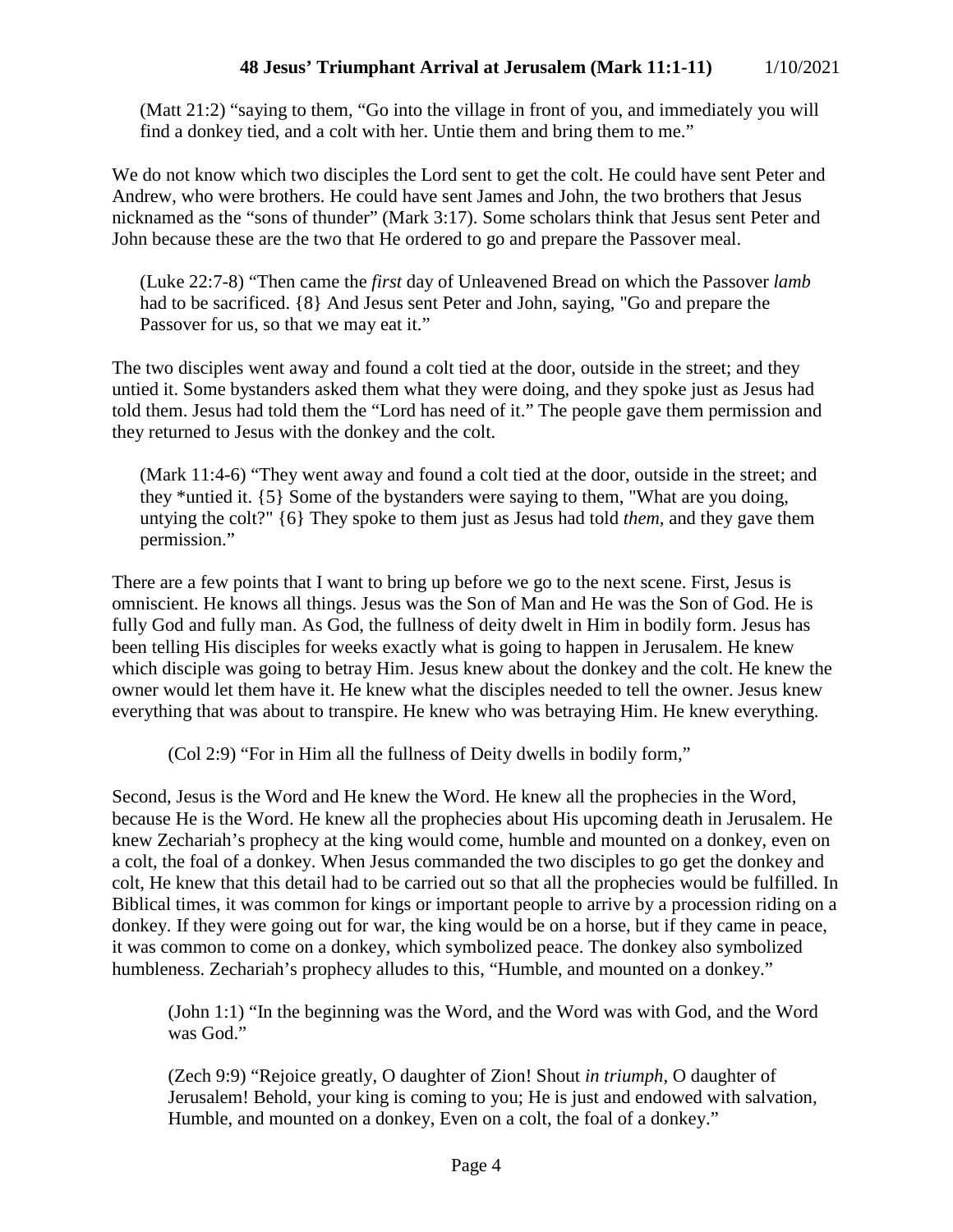(Matt 21:2) "saying to them, "Go into the village in front of you, and immediately you will find a donkey tied, and a colt with her. Untie them and bring them to me."

We do not know which two disciples the Lord sent to get the colt. He could have sent Peter and Andrew, who were brothers. He could have sent James and John, the two brothers that Jesus nicknamed as the "sons of thunder" (Mark 3:17). Some scholars think that Jesus sent Peter and John because these are the two that He ordered to go and prepare the Passover meal.

(Luke 22:7-8) "Then came the *first* day of Unleavened Bread on which the Passover *lamb* had to be sacrificed. {8} And Jesus sent Peter and John, saying, "Go and prepare the Passover for us, so that we may eat it."

The two disciples went away and found a colt tied at the door, outside in the street; and they untied it. Some bystanders asked them what they were doing, and they spoke just as Jesus had told them. Jesus had told them the "Lord has need of it." The people gave them permission and they returned to Jesus with the donkey and the colt.

(Mark 11:4-6) "They went away and found a colt tied at the door, outside in the street; and they *untied it. {5} Some of the bystanders were saying to them, "What are you doing, untying the colt?" {6} They spoke to them just as Jesus had told *them*, and they gave them permission."

There are a few points that I want to bring up before we go to the next scene. First, Jesus is omniscient. He knows all things. Jesus was the Son of Man and He was the Son of God. He is fully God and fully man. As God, the fullness of deity dwelt in Him in bodily form. Jesus has been telling His disciples for weeks exactly what is going to happen in Jerusalem. He knew which disciple was going to betray Him. Jesus knew about the donkey and the colt. He knew the owner would let them have it. He knew what the disciples needed to tell the owner. Jesus knew everything that was about to transpire. He knew who was betraying Him. He knew everything.

(Col 2:9) "For in Him all the fullness of Deity dwells in bodily form,"

Second, Jesus is the Word and He knew the Word. He knew all the prophecies in the Word, because He is the Word. He knew all the prophecies about His upcoming death in Jerusalem. He knew Zechariah's prophecy at the king would come, humble and mounted on a donkey, even on a colt, the foal of a donkey. When Jesus commanded the two disciples to go get the donkey and colt, He knew that this detail had to be carried out so that all the prophecies would be fulfilled. In Biblical times, it was common for kings or important people to arrive by a procession riding on a donkey. If they were going out for war, the king would be on a horse, but if they came in peace, it was common to come on a donkey, which symbolized peace. The donkey also symbolized humbleness. Zechariah's prophecy alludes to this, "Humble, and mounted on a donkey."

(John 1:1) "In the beginning was the Word, and the Word was with God, and the Word was God."

(Zech 9:9) "Rejoice greatly, O daughter of Zion! Shout *in triumph*, O daughter of Jerusalem! Behold, your king is coming to you; He is just and endowed with salvation, Humble, and mounted on a donkey, Even on a colt, the foal of a donkey."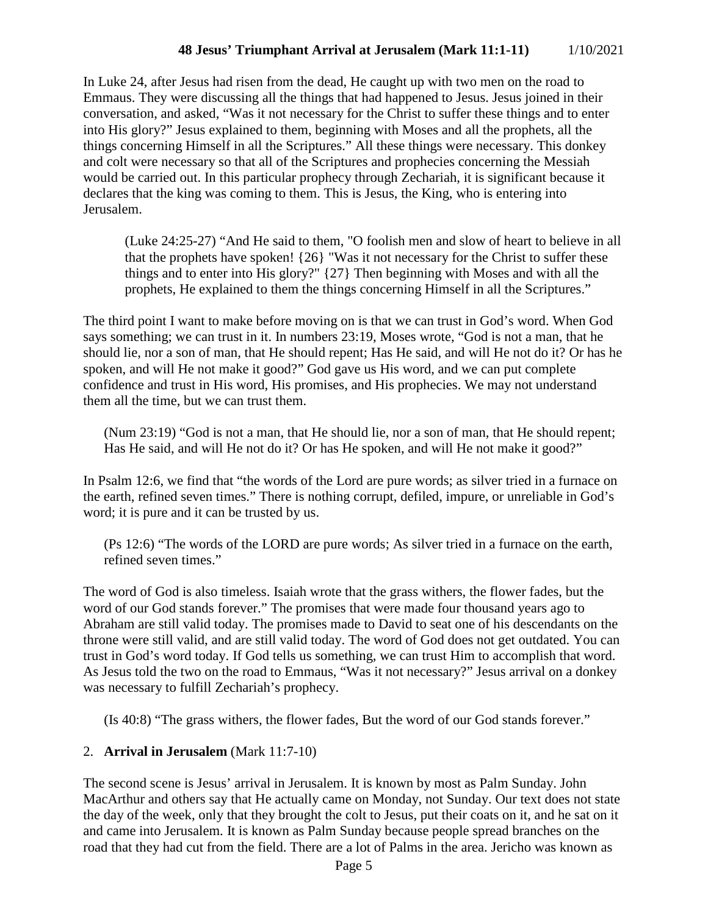In Luke 24, after Jesus had risen from the dead, He caught up with two men on the road to Emmaus. They were discussing all the things that had happened to Jesus. Jesus joined in their conversation, and asked, "Was it not necessary for the Christ to suffer these things and to enter into His glory?" Jesus explained to them, beginning with Moses and all the prophets, all the things concerning Himself in all the Scriptures." All these things were necessary. This donkey and colt were necessary so that all of the Scriptures and prophecies concerning the Messiah would be carried out. In this particular prophecy through Zechariah, it is significant because it declares that the king was coming to them. This is Jesus, the King, who is entering into Jerusalem.

> (Luke 24:25-27) "And He said to them, "O foolish men and slow of heart to believe in all that the prophets have spoken! {26} "Was it not necessary for the Christ to suffer these things and to enter into His glory?" {27} Then beginning with Moses and with all the prophets, He explained to them the things concerning Himself in all the Scriptures."

The third point I want to make before moving on is that we can trust in God's word. When God says something; we can trust in it. In numbers 23:19, Moses wrote, "God is not a man, that he should lie, nor a son of man, that He should repent; Has He said, and will He not do it? Or has he spoken, and will He not make it good?" God gave us His word, and we can put complete confidence and trust in His word, His promises, and His prophecies. We may not understand them all the time, but we can trust them.

> (Num 23:19) "God is not a man, that He should lie, nor a son of man, that He should repent; Has He said, and will He not do it? Or has He spoken, and will He not make it good?"

In Psalm 12:6, we find that "the words of the Lord are pure words; as silver tried in a furnace on the earth, refined seven times." There is nothing corrupt, defiled, impure, or unreliable in God's word; it is pure and it can be trusted by us.

> (Ps 12:6) "The words of the LORD are pure words; As silver tried in a furnace on the earth, refined seven times."

The word of God is also timeless. Isaiah wrote that the grass withers, the flower fades, but the word of our God stands forever." The promises that were made four thousand years ago to Abraham are still valid today. The promises made to David to seat one of his descendants on the throne were still valid, and are still valid today. The word of God does not get outdated. You can trust in God's word today. If God tells us something, we can trust Him to accomplish that word. As Jesus told the two on the road to Emmaus, "Was it not necessary?" Jesus arrival on a donkey was necessary to fulfill Zechariah's prophecy.

> (Is 40:8) "The grass withers, the flower fades, But the word of our God stands forever."

2. **Arrival in Jerusalem** (Mark 11:7-10)

The second scene is Jesus' arrival in Jerusalem. It is known by most as Palm Sunday. John MacArthur and others say that He actually came on Monday, not Sunday. Our text does not state the day of the week, only that they brought the colt to Jesus, put their coats on it, and he sat on it and came into Jerusalem. It is known as Palm Sunday because people spread branches on the road that they had cut from the field. There are a lot of Palms in the area. Jericho was known as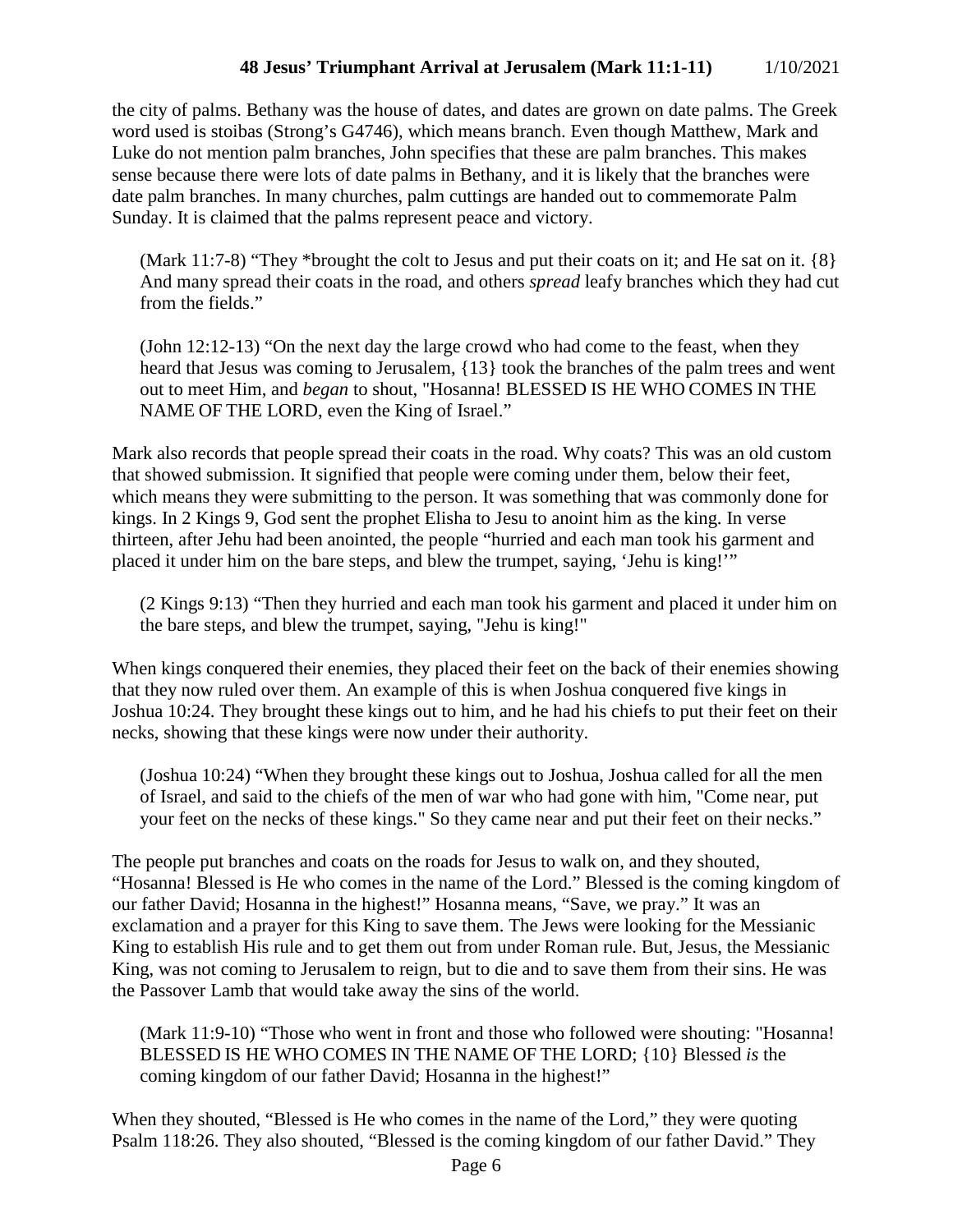the city of palms. Bethany was the house of dates, and dates are grown on date palms. The Greek word used is stoibas (Strong's G4746), which means branch. Even though Matthew, Mark and Luke do not mention palm branches, John specifies that these are palm branches. This makes sense because there were lots of date palms in Bethany, and it is likely that the branches were date palm branches. In many churches, palm cuttings are handed out to commemorate Palm Sunday. It is claimed that the palms represent peace and victory.

> (Mark 11:7-8) "They *brought the colt to Jesus and put their coats on it; and He sat on it. {8} And many spread their coats in the road, and others *spread* leafy branches which they had cut from the fields."

> (John 12:12-13) "On the next day the large crowd who had come to the feast, when they heard that Jesus was coming to Jerusalem, {13} took the branches of the palm trees and went out to meet Him, and *began* to shout, "Hosanna! BLESSED IS HE WHO COMES IN THE NAME OF THE LORD, even the King of Israel."

Mark also records that people spread their coats in the road. Why coats? This was an old custom that showed submission. It signified that people were coming under them, below their feet, which means they were submitting to the person. It was something that was commonly done for kings. In 2 Kings 9, God sent the prophet Elisha to Jesu to anoint him as the king. In verse thirteen, after Jehu had been anointed, the people "hurried and each man took his garment and placed it under him on the bare steps, and blew the trumpet, saying, 'Jehu is king!'"

> (2 Kings 9:13) "Then they hurried and each man took his garment and placed it under him on the bare steps, and blew the trumpet, saying, "Jehu is king!"

When kings conquered their enemies, they placed their feet on the back of their enemies showing that they now ruled over them. An example of this is when Joshua conquered five kings in Joshua 10:24. They brought these kings out to him, and he had his chiefs to put their feet on their necks, showing that these kings were now under their authority.

> (Joshua 10:24) "When they brought these kings out to Joshua, Joshua called for all the men of Israel, and said to the chiefs of the men of war who had gone with him, "Come near, put your feet on the necks of these kings." So they came near and put their feet on their necks."

The people put branches and coats on the roads for Jesus to walk on, and they shouted, "Hosanna! Blessed is He who comes in the name of the Lord." Blessed is the coming kingdom of our father David; Hosanna in the highest!" Hosanna means, "Save, we pray." It was an exclamation and a prayer for this King to save them. The Jews were looking for the Messianic King to establish His rule and to get them out from under Roman rule. But, Jesus, the Messianic King, was not coming to Jerusalem to reign, but to die and to save them from their sins. He was the Passover Lamb that would take away the sins of the world.

> (Mark 11:9-10) "Those who went in front and those who followed were shouting: "Hosanna! BLESSED IS HE WHO COMES IN THE NAME OF THE LORD; {10} Blessed *is* the coming kingdom of our father David; Hosanna in the highest!"

When they shouted, "Blessed is He who comes in the name of the Lord," they were quoting Psalm 118:26. They also shouted, "Blessed is the coming kingdom of our father David." They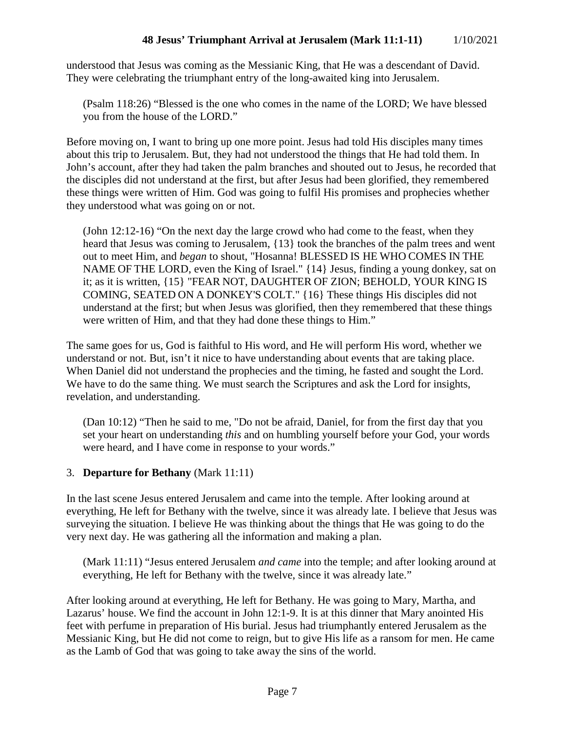understood that Jesus was coming as the Messianic King, that He was a descendant of David. They were celebrating the triumphant entry of the long-awaited king into Jerusalem.

> (Psalm 118:26) "Blessed is the one who comes in the name of the LORD; We have blessed you from the house of the LORD."

Before moving on, I want to bring up one more point. Jesus had told His disciples many times about this trip to Jerusalem. But, they had not understood the things that He had told them. In John's account, after they had taken the palm branches and shouted out to Jesus, he recorded that the disciples did not understand at the first, but after Jesus had been glorified, they remembered these things were written of Him. God was going to fulfil His promises and prophecies whether they understood what was going on or not.

> (John 12:12-16) "On the next day the large crowd who had come to the feast, when they heard that Jesus was coming to Jerusalem, {13} took the branches of the palm trees and went out to meet Him, and *began* to shout, "Hosanna! BLESSED IS HE WHO COMES IN THE NAME OF THE LORD, even the King of Israel." {14} Jesus, finding a young donkey, sat on it; as it is written, {15} "FEAR NOT, DAUGHTER OF ZION; BEHOLD, YOUR KING IS COMING, SEATED ON A DONKEY'S COLT." {16} These things His disciples did not understand at the first; but when Jesus was glorified, then they remembered that these things were written of Him, and that they had done these things to Him."

The same goes for us, God is faithful to His word, and He will perform His word, whether we understand or not. But, isn't it nice to have understanding about events that are taking place. When Daniel did not understand the prophecies and the timing, he fasted and sought the Lord. We have to do the same thing. We must search the Scriptures and ask the Lord for insights, revelation, and understanding.

> (Dan 10:12) "Then he said to me, "Do not be afraid, Daniel, for from the first day that you set your heart on understanding *this* and on humbling yourself before your God, your words were heard, and I have come in response to your words."

3. **Departure for Bethany** (Mark 11:11)

In the last scene Jesus entered Jerusalem and came into the temple. After looking around at everything, He left for Bethany with the twelve, since it was already late. I believe that Jesus was surveying the situation. I believe He was thinking about the things that He was going to do the very next day. He was gathering all the information and making a plan.

> (Mark 11:11) "Jesus entered Jerusalem *and came* into the temple; and after looking around at everything, He left for Bethany with the twelve, since it was already late."

After looking around at everything, He left for Bethany. He was going to Mary, Martha, and Lazarus' house. We find the account in John 12:1-9. It is at this dinner that Mary anointed His feet with perfume in preparation of His burial. Jesus had triumphantly entered Jerusalem as the Messianic King, but He did not come to reign, but to give His life as a ransom for men. He came as the Lamb of God that was going to take away the sins of the world.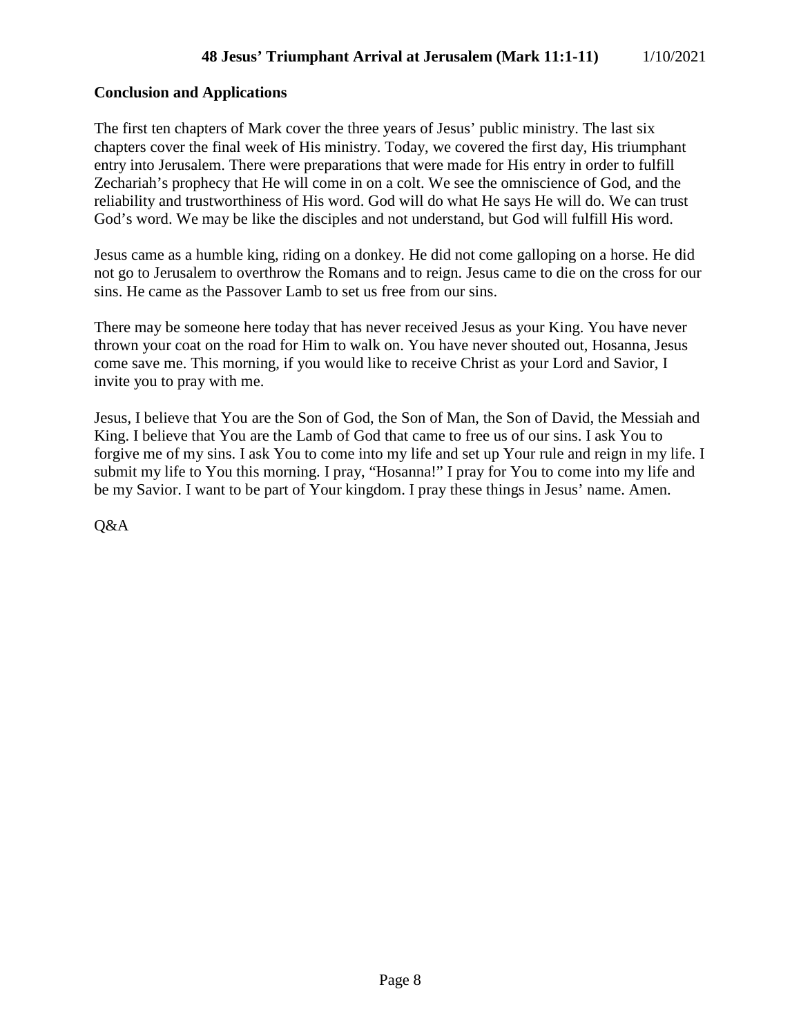## Conclusion and Applications

The first ten chapters of Mark cover the three years of Jesus' public ministry. The last six chapters cover the final week of His ministry. Today, we covered the first day, His triumphant entry into Jerusalem. There were preparations that were made for His entry in order to fulfill Zechariah's prophecy that He will come in on a colt. We see the omniscience of God, and the reliability and trustworthiness of His word. God will do what He says He will do. We can trust God's word. We may be like the disciples and not understand, but God will fulfill His word.

Jesus came as a humble king, riding on a donkey. He did not come galloping on a horse. He did not go to Jerusalem to overthrow the Romans and to reign. Jesus came to die on the cross for our sins. He came as the Passover Lamb to set us free from our sins.

There may be someone here today that has never received Jesus as your King. You have never thrown your coat on the road for Him to walk on. You have never shouted out, Hosanna, Jesus come save me. This morning, if you would like to receive Christ as your Lord and Savior, I invite you to pray with me.

Jesus, I believe that You are the Son of God, the Son of Man, the Son of David, the Messiah and King. I believe that You are the Lamb of God that came to free us of our sins. I ask You to forgive me of my sins. I ask You to come into my life and set up Your rule and reign in my life. I submit my life to You this morning. I pray, "Hosanna!" I pray for You to come into my life and be my Savior. I want to be part of Your kingdom. I pray these things in Jesus' name. Amen.

Q&A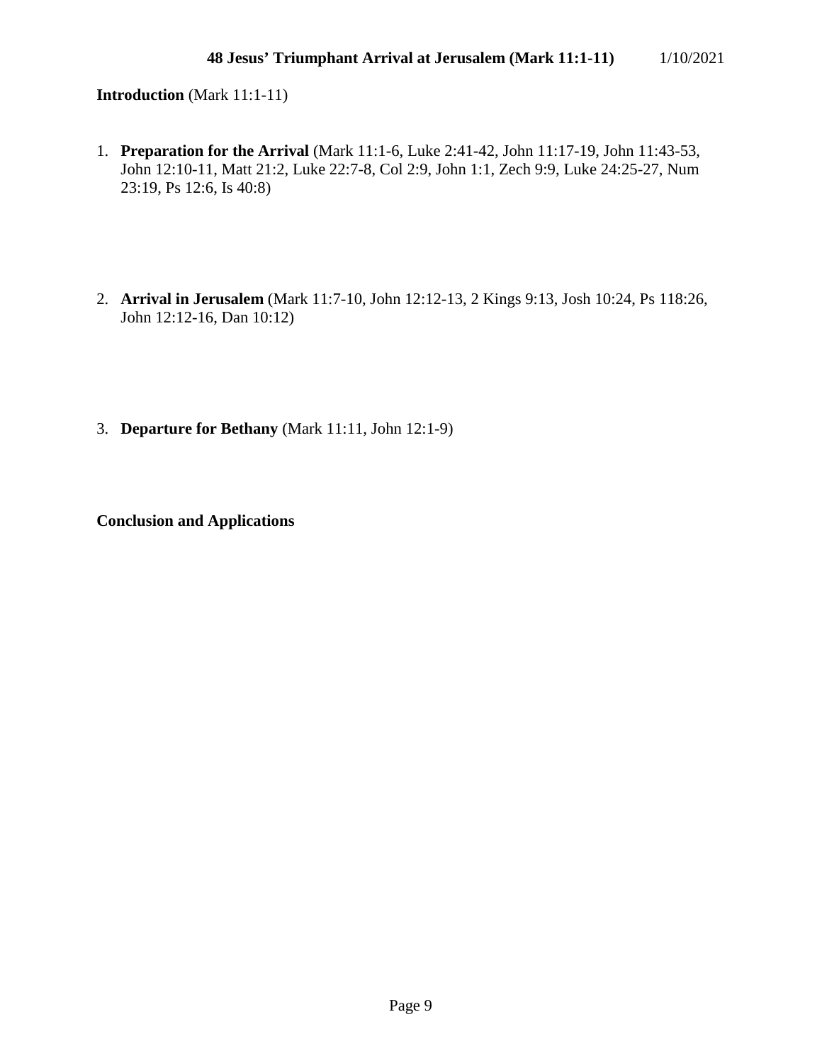# 48 Jesus' Triumphant Arrival at Jerusalem (Mark 11:1-11) 1/10/2021

**Introduction** (Mark 11:1-11)

1. **Preparation for the Arrival** (Mark 11:1-6, Luke 2:41-42, John 11:17-19, John 11:43-53, John 12:10-11, Matt 21:2, Luke 22:7-8, Col 2:9, John 1:1, Zech 9:9, Luke 24:25-27, Num 23:19, Ps 12:6, Is 40:8)

2. **Arrival in Jerusalem** (Mark 11:7-10, John 12:12-13, 2 Kings 9:13, Josh 10:24, Ps 118:26, John 12:12-16, Dan 10:12)

3. **Departure for Bethany** (Mark 11:11, John 12:1-9)

**Conclusion and Applications**